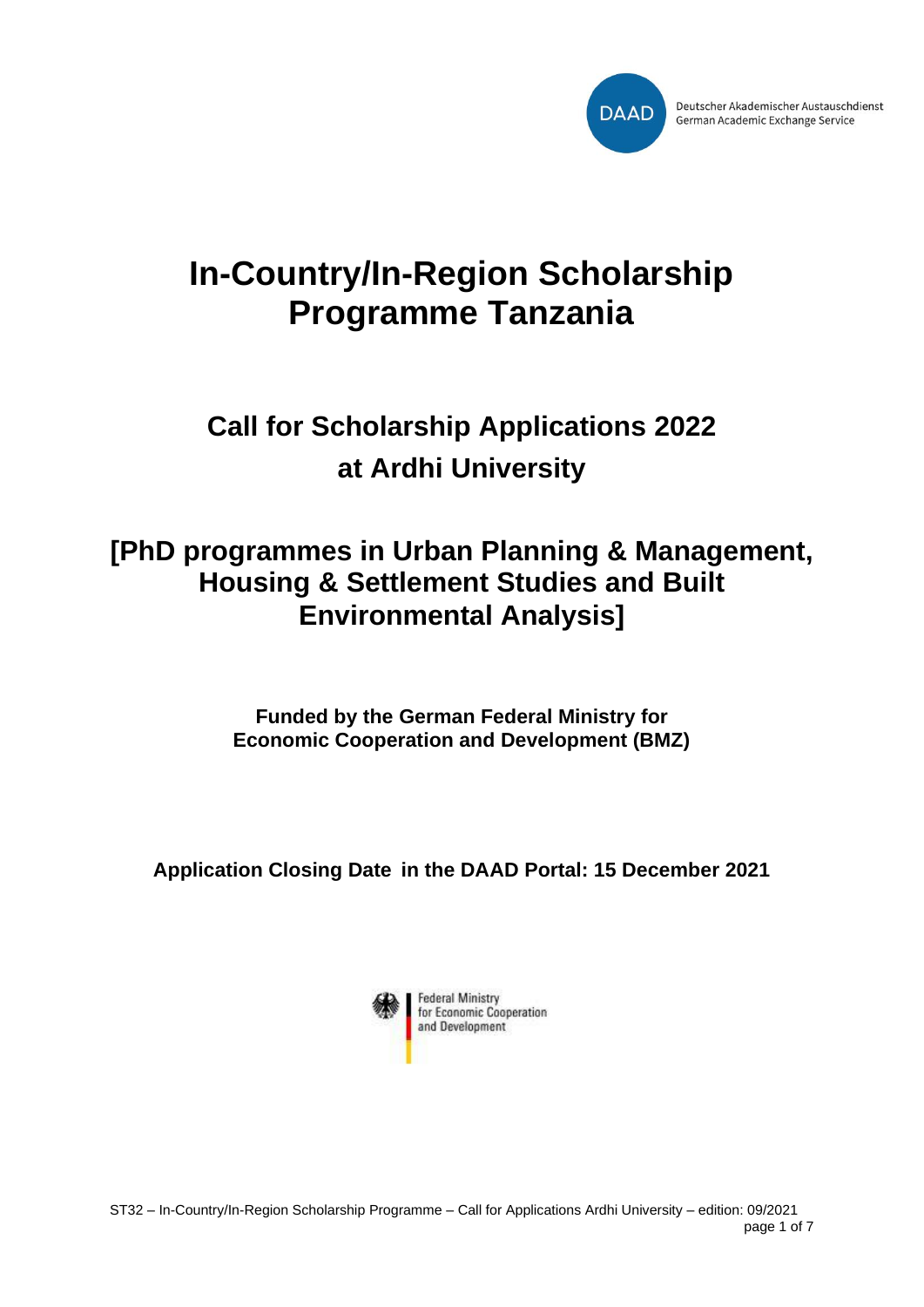Deutscher Akademischer Austauschdienst
German Academic Exchange Service

# In-Country/In-Region Scholarship Programme Tanzania

## Call for Scholarship Applications 2022 at Ardhi University

## [PhD programmes in Urban Planning & Management, Housing & Settlement Studies and Built Environmental Analysis]

**Funded by the German Federal Ministry for Economic Cooperation and Development (BMZ)**

**Application Closing Date in the DAAD Portal: 15 December 2021**

Federal Ministry for Economic Cooperation and Development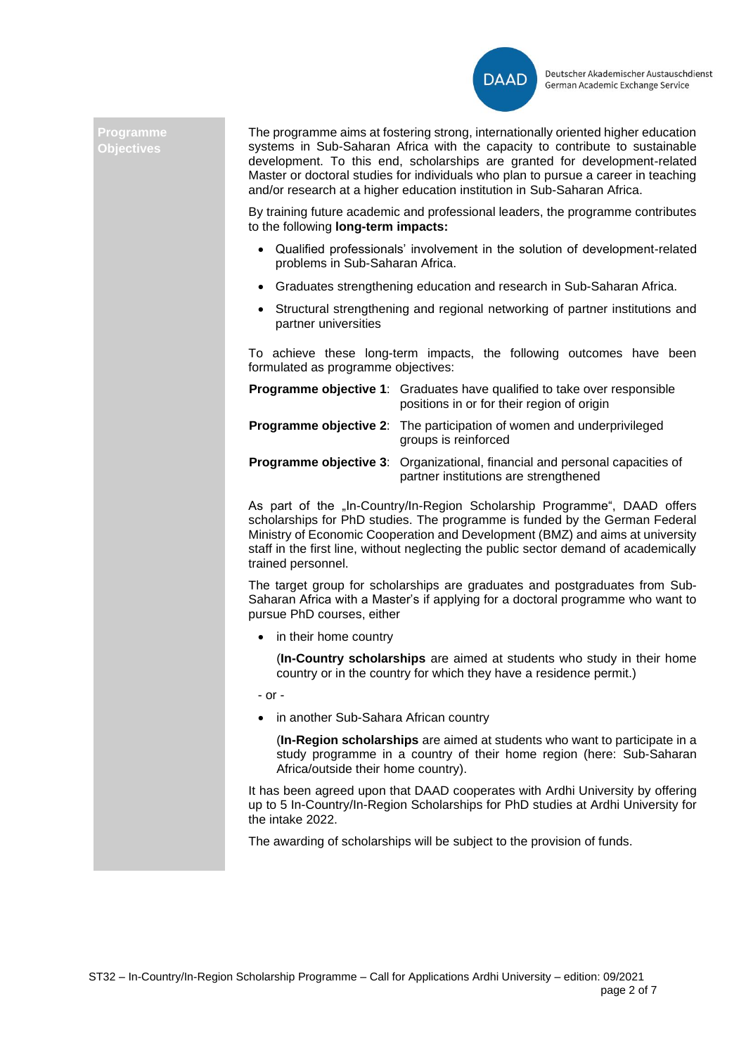## Programme Objectives

The programme aims at fostering strong, internationally oriented higher education systems in Sub-Saharan Africa with the capacity to contribute to sustainable development. To this end, scholarships are granted for development-related Master or doctoral studies for individuals who plan to pursue a career in teaching and/or research at a higher education institution in Sub-Saharan Africa.

By training future academic and professional leaders, the programme contributes to the following **long-term impacts:**

- Qualified professionals' involvement in the solution of development-related problems in Sub-Saharan Africa.
- Graduates strengthening education and research in Sub-Saharan Africa.
- Structural strengthening and regional networking of partner institutions and partner universities

To achieve these long-term impacts, the following outcomes have been formulated as programme objectives:

| | |
|---|---|
| **Programme objective 1**: | Graduates have qualified to take over responsible positions in or for their region of origin |
| **Programme objective 2**: | The participation of women and underprivileged groups is reinforced |
| **Programme objective 3**: | Organizational, financial and personal capacities of partner institutions are strengthened |

As part of the „In-Country/In-Region Scholarship Programme", DAAD offers scholarships for PhD studies. The programme is funded by the German Federal Ministry of Economic Cooperation and Development (BMZ) and aims at university staff in the first line, without neglecting the public sector demand of academically trained personnel.

The target group for scholarships are graduates and postgraduates from Sub-Saharan Africa with a Master's if applying for a doctoral programme who want to pursue PhD courses, either

- in their home country

  (**In-Country scholarships** are aimed at students who study in their home country or in the country for which they have a residence permit.)

- or -

- in another Sub-Sahara African country

  (**In-Region scholarships** are aimed at students who want to participate in a study programme in a country of their home region (here: Sub-Saharan Africa/outside their home country).

It has been agreed upon that DAAD cooperates with Ardhi University by offering up to 5 In-Country/In-Region Scholarships for PhD studies at Ardhi University for the intake 2022.

The awarding of scholarships will be subject to the provision of funds.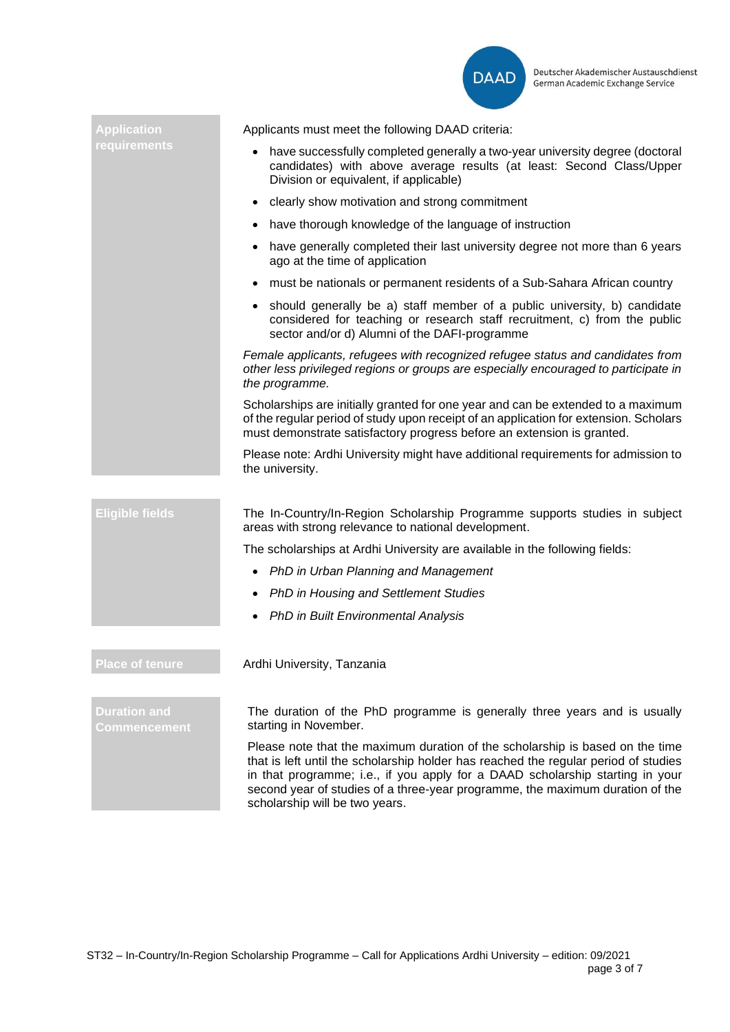## Application requirements

Applicants must meet the following DAAD criteria:

- have successfully completed generally a two-year university degree (doctoral candidates) with above average results (at least: Second Class/Upper Division or equivalent, if applicable)
- clearly show motivation and strong commitment
- have thorough knowledge of the language of instruction
- have generally completed their last university degree not more than 6 years ago at the time of application
- must be nationals or permanent residents of a Sub-Sahara African country
- should generally be a) staff member of a public university, b) candidate considered for teaching or research staff recruitment, c) from the public sector and/or d) Alumni of the DAFI-programme

*Female applicants, refugees with recognized refugee status and candidates from other less privileged regions or groups are especially encouraged to participate in the programme.*

Scholarships are initially granted for one year and can be extended to a maximum of the regular period of study upon receipt of an application for extension. Scholars must demonstrate satisfactory progress before an extension is granted.

Please note: Ardhi University might have additional requirements for admission to the university.

## Eligible fields

The In-Country/In-Region Scholarship Programme supports studies in subject areas with strong relevance to national development.

The scholarships at Ardhi University are available in the following fields:

- *PhD in Urban Planning and Management*
- *PhD in Housing and Settlement Studies*
- *PhD in Built Environmental Analysis*

## Place of tenure

Ardhi University, Tanzania

## Duration and Commencement

The duration of the PhD programme is generally three years and is usually starting in November.

Please note that the maximum duration of the scholarship is based on the time that is left until the scholarship holder has reached the regular period of studies in that programme; i.e., if you apply for a DAAD scholarship starting in your second year of studies of a three-year programme, the maximum duration of the scholarship will be two years.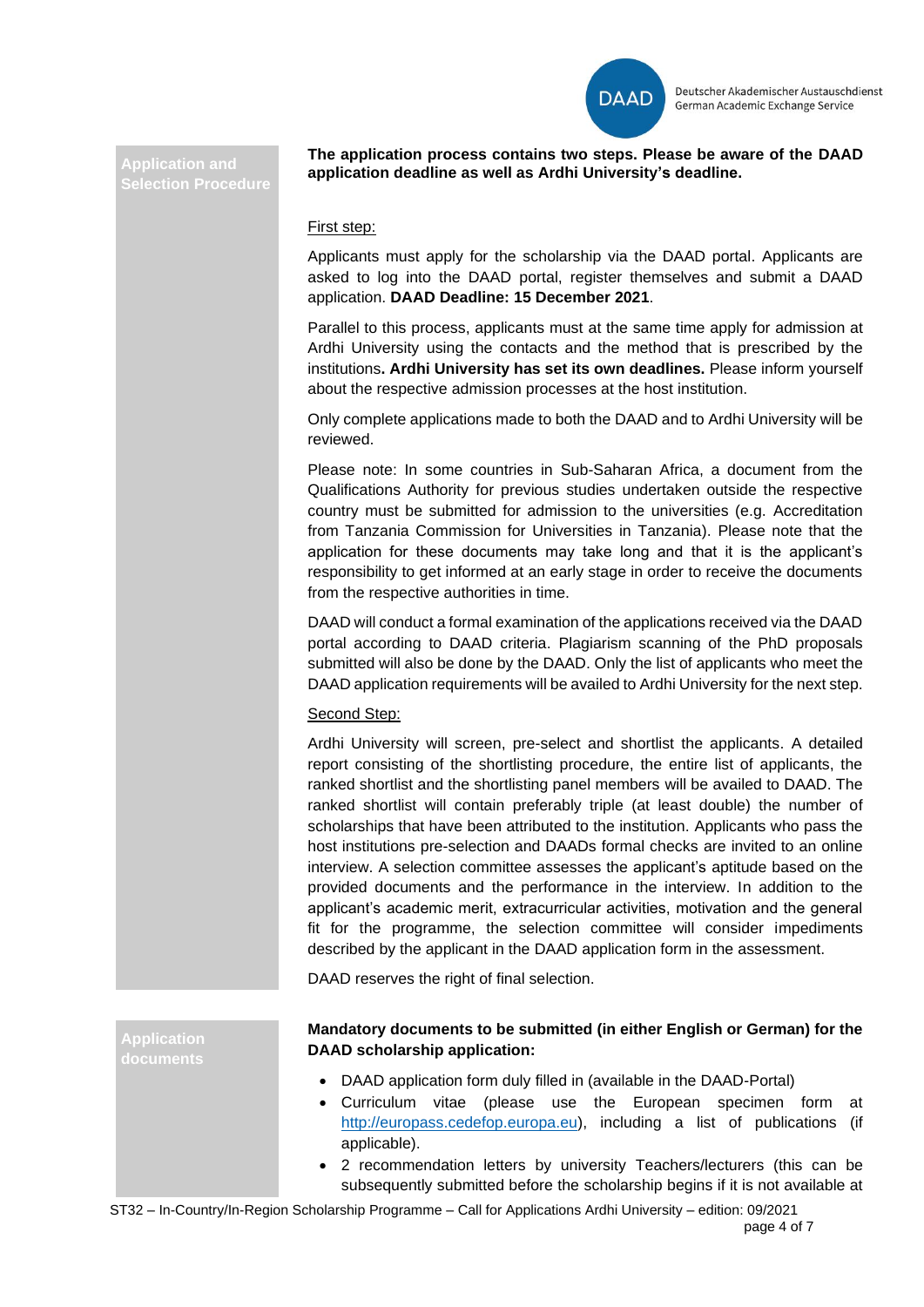## Application and Selection Procedure

**The application process contains two steps. Please be aware of the DAAD application deadline as well as Ardhi University's deadline.**

First step:

Applicants must apply for the scholarship via the DAAD portal. Applicants are asked to log into the DAAD portal, register themselves and submit a DAAD application. **DAAD Deadline: 15 December 2021**.

Parallel to this process, applicants must at the same time apply for admission at Ardhi University using the contacts and the method that is prescribed by the institutions**. Ardhi University has set its own deadlines.** Please inform yourself about the respective admission processes at the host institution.

Only complete applications made to both the DAAD and to Ardhi University will be reviewed.

Please note: In some countries in Sub-Saharan Africa, a document from the Qualifications Authority for previous studies undertaken outside the respective country must be submitted for admission to the universities (e.g. Accreditation from Tanzania Commission for Universities in Tanzania). Please note that the application for these documents may take long and that it is the applicant's responsibility to get informed at an early stage in order to receive the documents from the respective authorities in time.

DAAD will conduct a formal examination of the applications received via the DAAD portal according to DAAD criteria. Plagiarism scanning of the PhD proposals submitted will also be done by the DAAD. Only the list of applicants who meet the DAAD application requirements will be availed to Ardhi University for the next step.

Second Step:

Ardhi University will screen, pre-select and shortlist the applicants. A detailed report consisting of the shortlisting procedure, the entire list of applicants, the ranked shortlist and the shortlisting panel members will be availed to DAAD. The ranked shortlist will contain preferably triple (at least double) the number of scholarships that have been attributed to the institution. Applicants who pass the host institutions pre-selection and DAADs formal checks are invited to an online interview. A selection committee assesses the applicant's aptitude based on the provided documents and the performance in the interview. In addition to the applicant's academic merit, extracurricular activities, motivation and the general fit for the programme, the selection committee will consider impediments described by the applicant in the DAAD application form in the assessment.

DAAD reserves the right of final selection.

## Application documents

**Mandatory documents to be submitted (in either English or German) for the DAAD scholarship application:**

- DAAD application form duly filled in (available in the DAAD-Portal)
- Curriculum vitae (please use the European specimen form at http://europass.cedefop.europa.eu), including a list of publications (if applicable).
- 2 recommendation letters by university Teachers/lecturers (this can be subsequently submitted before the scholarship begins if it is not available at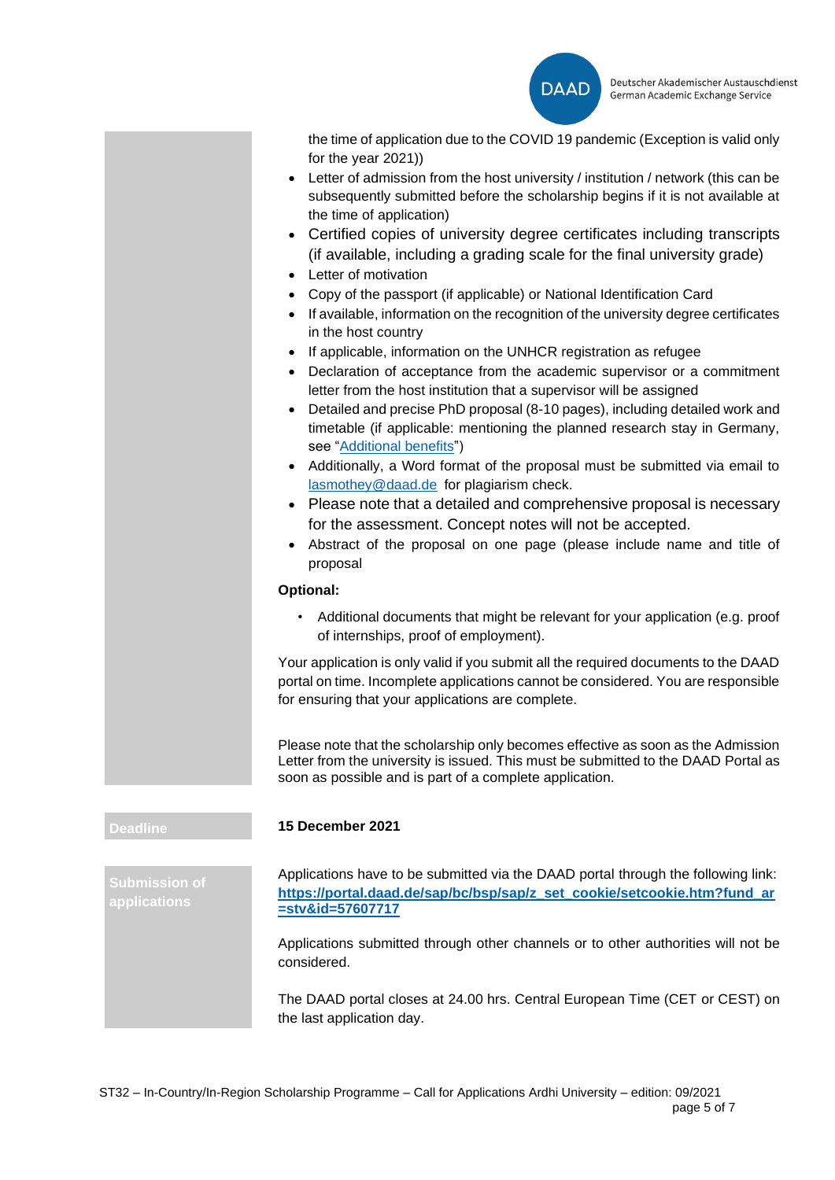the time of application due to the COVID 19 pandemic (Exception is valid only for the year 2021))

- Letter of admission from the host university / institution / network (this can be subsequently submitted before the scholarship begins if it is not available at the time of application)
- Certified copies of university degree certificates including transcripts (if available, including a grading scale for the final university grade)
- Letter of motivation
- Copy of the passport (if applicable) or National Identification Card
- If available, information on the recognition of the university degree certificates in the host country
- If applicable, information on the UNHCR registration as refugee
- Declaration of acceptance from the academic supervisor or a commitment letter from the host institution that a supervisor will be assigned
- Detailed and precise PhD proposal (8-10 pages), including detailed work and timetable (if applicable: mentioning the planned research stay in Germany, see "Additional benefits")
- Additionally, a Word format of the proposal must be submitted via email to lasmothey@daad.de for plagiarism check.
- Please note that a detailed and comprehensive proposal is necessary for the assessment. Concept notes will not be accepted.
- Abstract of the proposal on one page (please include name and title of proposal

**Optional:**

- Additional documents that might be relevant for your application (e.g. proof of internships, proof of employment).

Your application is only valid if you submit all the required documents to the DAAD portal on time. Incomplete applications cannot be considered. You are responsible for ensuring that your applications are complete.

Please note that the scholarship only becomes effective as soon as the Admission Letter from the university is issued. This must be submitted to the DAAD Portal as soon as possible and is part of a complete application.

**Deadline**

**15 December 2021**

**Submission of applications**

Applications have to be submitted via the DAAD portal through the following link: **https://portal.daad.de/sap/bc/bsp/sap/z_set_cookie/setcookie.htm?fund_ar=stv&id=57607717**

Applications submitted through other channels or to other authorities will not be considered.

The DAAD portal closes at 24.00 hrs. Central European Time (CET or CEST) on the last application day.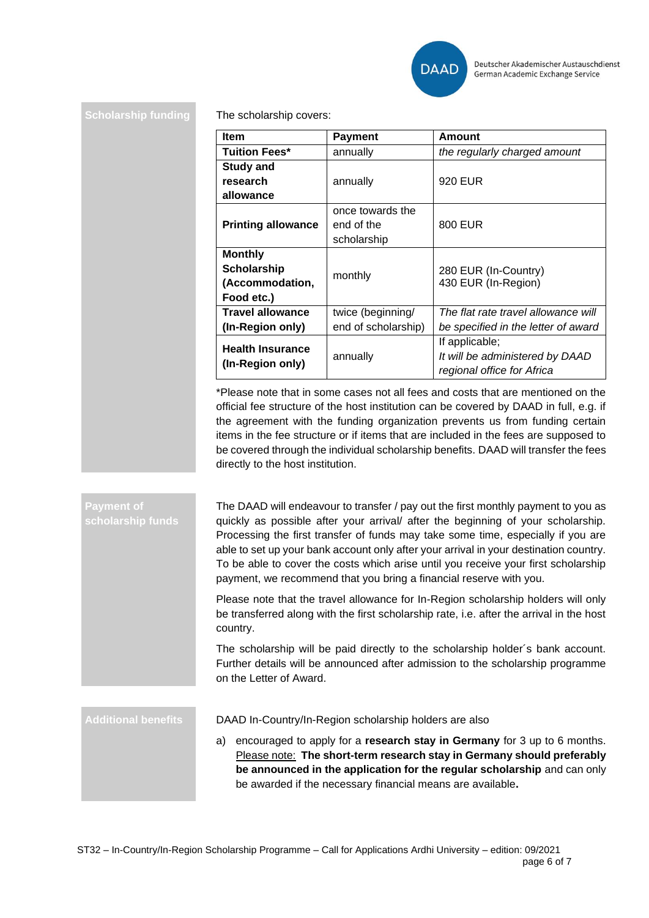## Scholarship funding

The scholarship covers:

| Item | Payment | Amount |
|---|---|---|
| **Tuition Fees*** | annually | *the regularly charged amount* |
| **Study and research allowance** | annually | 920 EUR |
| **Printing allowance** | once towards the end of the scholarship | 800 EUR |
| **Monthly Scholarship (Accommodation, Food etc.)** | monthly | 280 EUR (In-Country)<br>430 EUR (In-Region) |
| **Travel allowance (In-Region only)** | twice (beginning/ end of scholarship) | *The flat rate travel allowance will be specified in the letter of award* |
| **Health Insurance (In-Region only)** | annually | If applicable;<br>*It will be administered by DAAD regional office for Africa* |

*Please note that in some cases not all fees and costs that are mentioned on the official fee structure of the host institution can be covered by DAAD in full, e.g. if the agreement with the funding organization prevents us from funding certain items in the fee structure or if items that are included in the fees are supposed to be covered through the individual scholarship benefits. DAAD will transfer the fees directly to the host institution.

## Payment of scholarship funds

The DAAD will endeavour to transfer / pay out the first monthly payment to you as quickly as possible after your arrival/ after the beginning of your scholarship. Processing the first transfer of funds may take some time, especially if you are able to set up your bank account only after your arrival in your destination country. To be able to cover the costs which arise until you receive your first scholarship payment, we recommend that you bring a financial reserve with you.

Please note that the travel allowance for In-Region scholarship holders will only be transferred along with the first scholarship rate, i.e. after the arrival in the host country.

The scholarship will be paid directly to the scholarship holder´s bank account. Further details will be announced after admission to the scholarship programme on the Letter of Award.

## Additional benefits

DAAD In-Country/In-Region scholarship holders are also

a) encouraged to apply for a **research stay in Germany** for 3 up to 6 months. Please note: **The short-term research stay in Germany should preferably be announced in the application for the regular scholarship** and can only be awarded if the necessary financial means are available**.**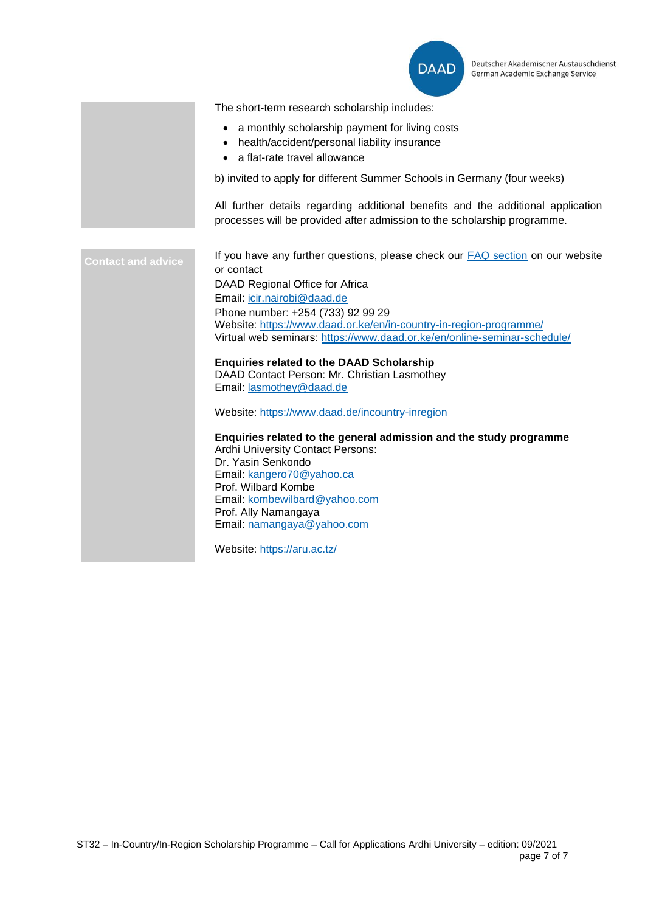The short-term research scholarship includes:

- a monthly scholarship payment for living costs
- health/accident/personal liability insurance
- a flat-rate travel allowance

b) invited to apply for different Summer Schools in Germany (four weeks)

All further details regarding additional benefits and the additional application processes will be provided after admission to the scholarship programme.

## Contact and advice

If you have any further questions, please check our [FAQ section](FAQ section) on our website or contact
DAAD Regional Office for Africa
Email: icir.nairobi@daad.de
Phone number: +254 (733) 92 99 29
Website: https://www.daad.or.ke/en/in-country-in-region-programme/
Virtual web seminars: https://www.daad.or.ke/en/online-seminar-schedule/

**Enquiries related to the DAAD Scholarship**
DAAD Contact Person: Mr. Christian Lasmothey
Email: lasmothey@daad.de

Website: https://www.daad.de/incountry-inregion

**Enquiries related to the general admission and the study programme**
Ardhi University Contact Persons:
Dr. Yasin Senkondo
Email: kangero70@yahoo.ca
Prof. Wilbard Kombe
Email: kombewilbard@yahoo.com
Prof. Ally Namangaya
Email: namangaya@yahoo.com

Website: https://aru.ac.tz/